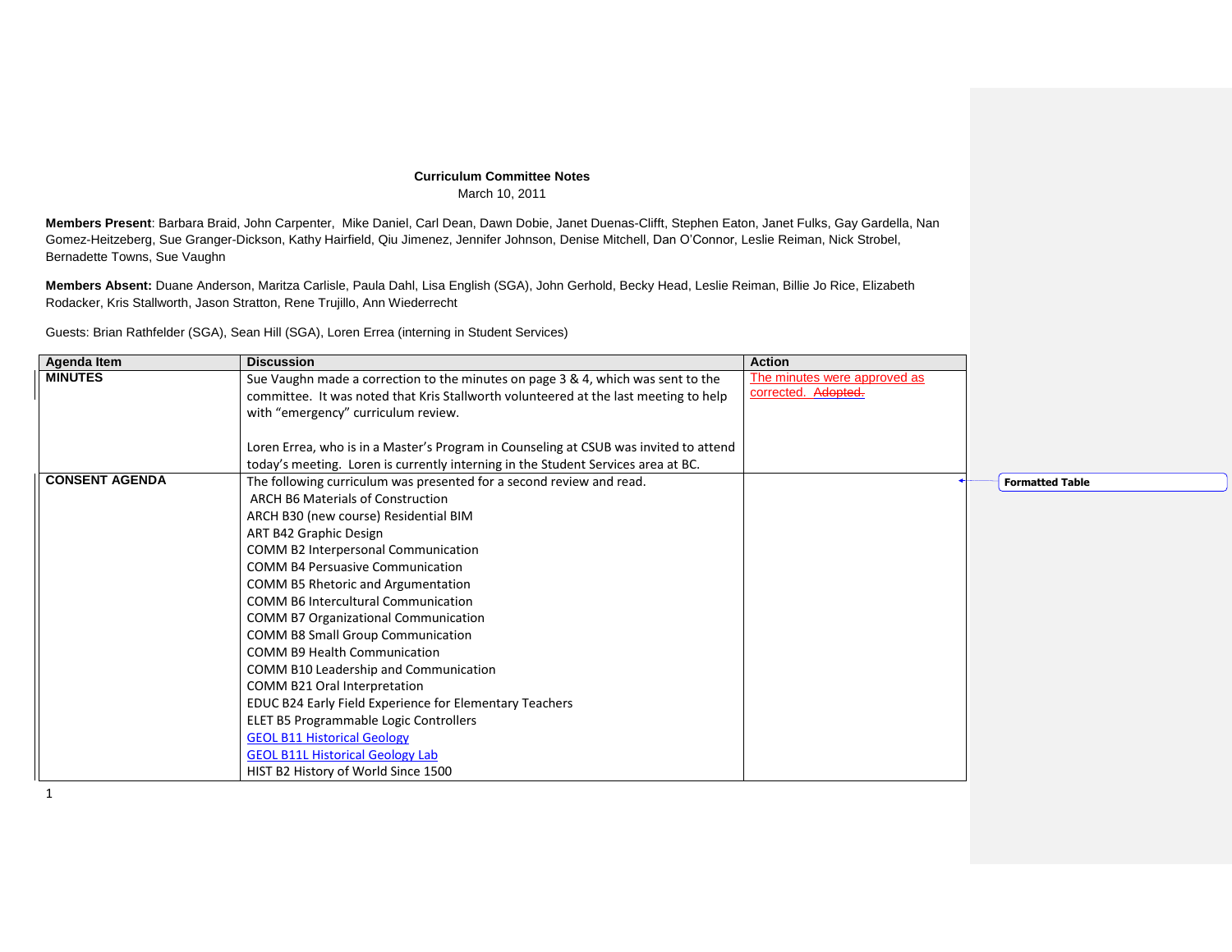**Curriculum Committee Notes**
March 10, 2011

**Members Present**: Barbara Braid, John Carpenter, Mike Daniel, Carl Dean, Dawn Dobie, Janet Duenas-Clifft, Stephen Eaton, Janet Fulks, Gay Gardella, Nan Gomez-Heitzeberg, Sue Granger-Dickson, Kathy Hairfield, Qiu Jimenez, Jennifer Johnson, Denise Mitchell, Dan O'Connor, Leslie Reiman, Nick Strobel, Bernadette Towns, Sue Vaughn

**Members Absent:** Duane Anderson, Maritza Carlisle, Paula Dahl, Lisa English (SGA), John Gerhold, Becky Head, Leslie Reiman, Billie Jo Rice, Elizabeth Rodacker, Kris Stallworth, Jason Stratton, Rene Trujillo, Ann Wiederrecht

Guests: Brian Rathfelder (SGA), Sean Hill (SGA), Loren Errea (interning in Student Services)

| Agenda Item | Discussion | Action |
|---|---|---|
| **MINUTES** | Sue Vaughn made a correction to the minutes on page 3 & 4, which was sent to the committee. It was noted that Kris Stallworth volunteered at the last meeting to help with "emergency" curriculum review.<br><br>Loren Errea, who is in a Master's Program in Counseling at CSUB was invited to attend today's meeting. Loren is currently interning in the Student Services area at BC. | The minutes were approved as corrected. ~~Adopted.~~ |
| **CONSENT AGENDA** | The following curriculum was presented for a second review and read.<br>ARCH B6 Materials of Construction<br>ARCH B30 (new course) Residential BIM<br>ART B42 Graphic Design<br>COMM B2 Interpersonal Communication<br>COMM B4 Persuasive Communication<br>COMM B5 Rhetoric and Argumentation<br>COMM B6 Intercultural Communication<br>COMM B7 Organizational Communication<br>COMM B8 Small Group Communication<br>COMM B9 Health Communication<br>COMM B10 Leadership and Communication<br>COMM B21 Oral Interpretation<br>EDUC B24 Early Field Experience for Elementary Teachers<br>ELET B5 Programmable Logic Controllers<br>GEOL B11 Historical Geology<br>GEOL B11L Historical Geology Lab<br>HIST B2 History of World Since 1500 | |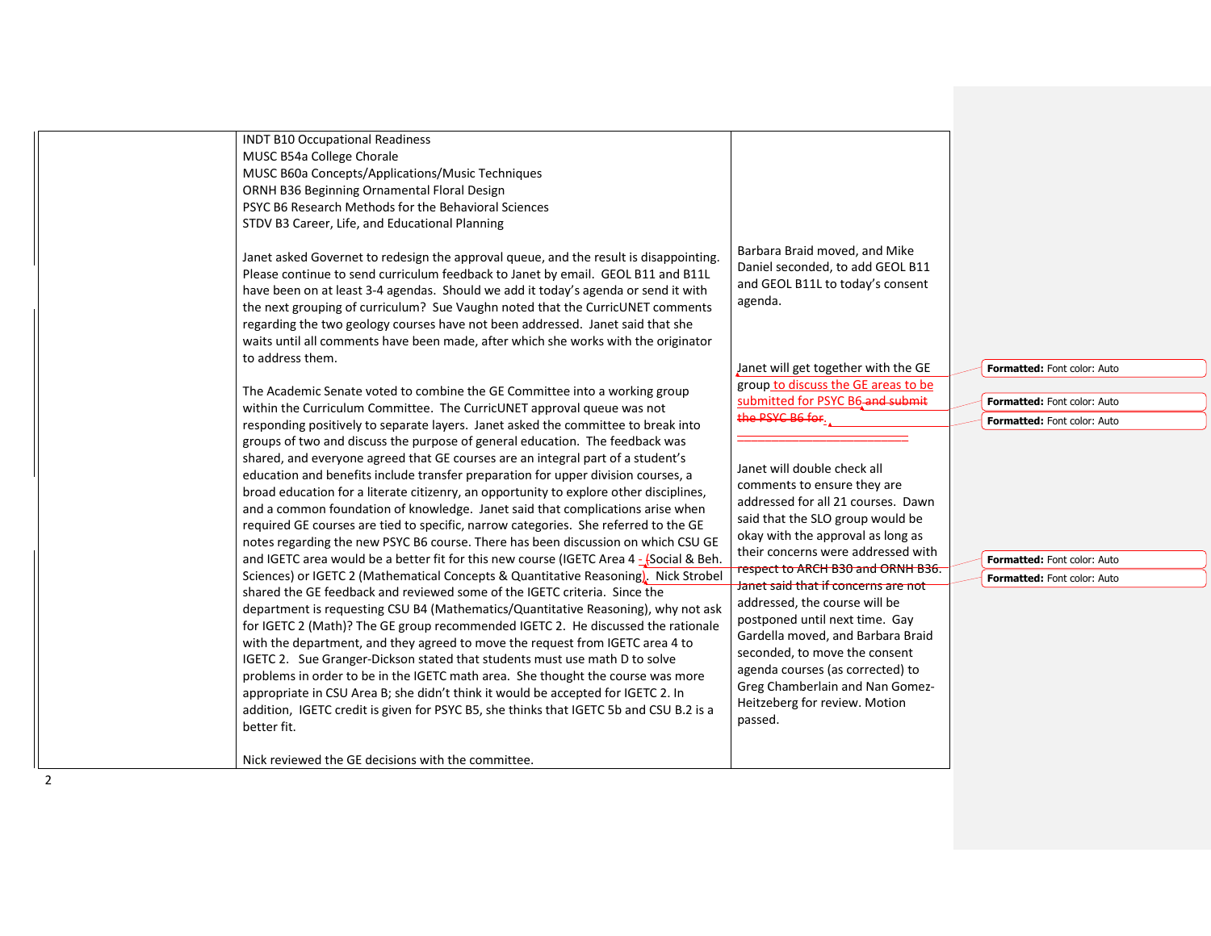| | | |
|---|---|---|
| | INDT B10 Occupational Readiness<br>MUSC B54a College Chorale<br>MUSC B60a Concepts/Applications/Music Techniques<br>ORNH B36 Beginning Ornamental Floral Design<br>PSYC B6 Research Methods for the Behavioral Sciences<br>STDV B3 Career, Life, and Educational Planning<br><br>Janet asked Governet to redesign the approval queue, and the result is disappointing. Please continue to send curriculum feedback to Janet by email. GEOL B11 and B11L have been on at least 3-4 agendas. Should we add it today's agenda or send it with the next grouping of curriculum? Sue Vaughn noted that the CurricUNET comments regarding the two geology courses have not been addressed. Janet said that she waits until all comments have been made, after which she works with the originator to address them.<br><br>The Academic Senate voted to combine the GE Committee into a working group within the Curriculum Committee. The CurricUNET approval queue was not responding positively to separate layers. Janet asked the committee to break into groups of two and discuss the purpose of general education. The feedback was shared, and everyone agreed that GE courses are an integral part of a student's education and benefits include transfer preparation for upper division courses, a broad education for a literate citizenry, an opportunity to explore other disciplines, and a common foundation of knowledge. Janet said that complications arise when required GE courses are tied to specific, narrow categories. She referred to the GE notes regarding the new PSYC B6 course. There has been discussion on which CSU GE and IGETC area would be a better fit for this new course (IGETC Area 4 - (Social & Beh. Sciences) or IGETC 2 (Mathematical Concepts & Quantitative Reasoning). Nick Strobel shared the GE feedback and reviewed some of the IGETC criteria. Since the department is requesting CSU B4 (Mathematics/Quantitative Reasoning), why not ask for IGETC 2 (Math)? The GE group recommended IGETC 2. He discussed the rationale with the department, and they agreed to move the request from IGETC area 4 to IGETC 2. Sue Granger-Dickson stated that students must use math D to solve problems in order to be in the IGETC math area. She thought the course was more appropriate in CSU Area B; she didn't think it would be accepted for IGETC 2. In addition, IGETC credit is given for PSYC B5, she thinks that IGETC 5b and CSU B.2 is a better fit.<br><br>Nick reviewed the GE decisions with the committee. | Barbara Braid moved, and Mike Daniel seconded, to add GEOL B11 and GEOL B11L to today's consent agenda.<br><br>Janet will get together with the GE group to discuss the GE areas to be submitted for PSYC B6 ~~and submit the PSYC B6 for~~.<br><br>Janet will double check all comments to ensure they are addressed for all 21 courses. Dawn said that the SLO group would be okay with the approval as long as their concerns were addressed with respect to ARCH B30 and ORNH B36. Janet said that if concerns are not addressed, the course will be postponed until next time. Gay Gardella moved, and Barbara Braid seconded, to move the consent agenda courses (as corrected) to Greg Chamberlain and Nan Gomez-Heitzeberg for review. Motion passed. |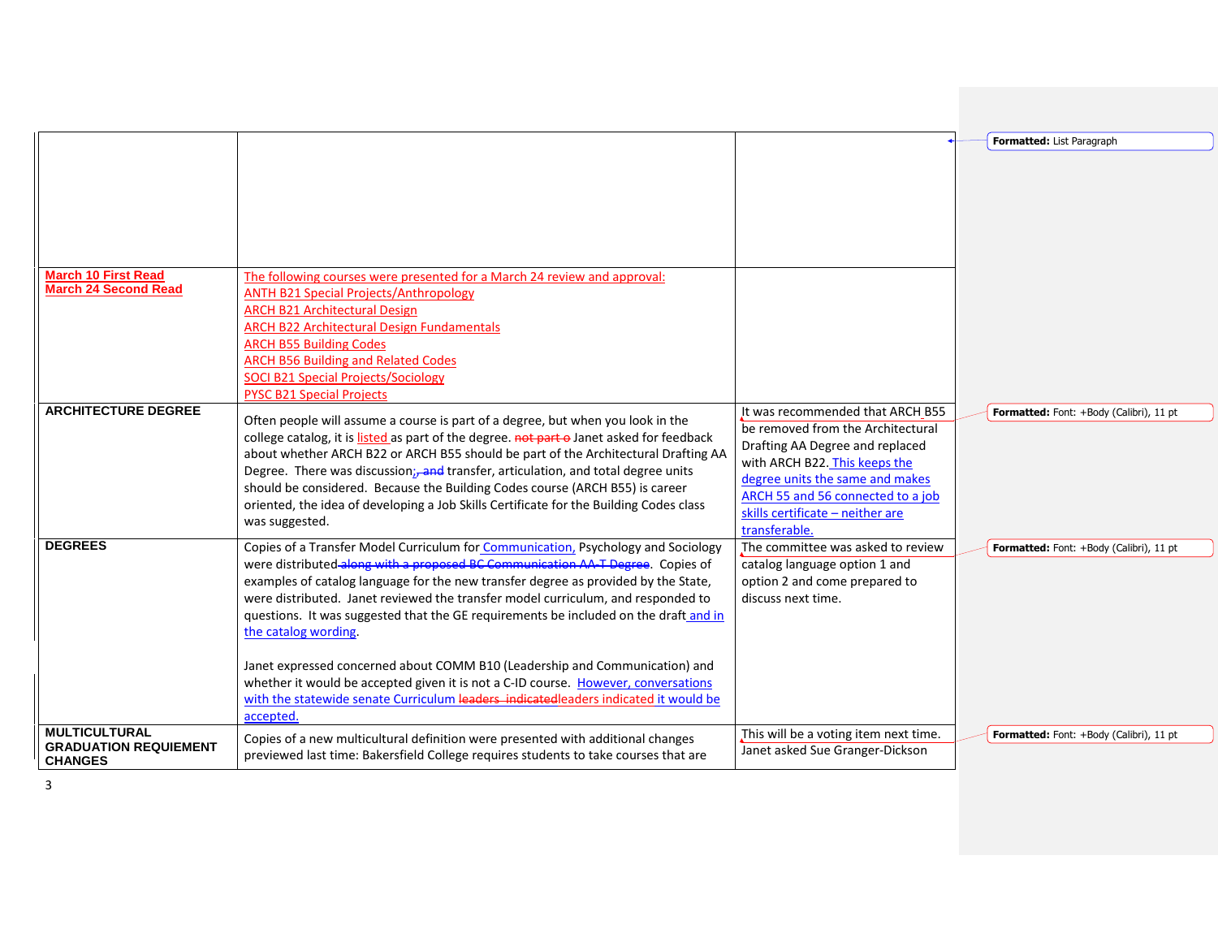| | | |
|---|---|---|
| | | |
| **March 10 First Read**<br>**March 24 Second Read** | The following courses were presented for a March 24 review and approval:<br>ANTH B21 Special Projects/Anthropology<br>ARCH B21 Architectural Design<br>ARCH B22 Architectural Design Fundamentals<br>ARCH B55 Building Codes<br>ARCH B56 Building and Related Codes<br>SOCI B21 Special Projects/Sociology<br>PYSC B21 Special Projects | |
| **ARCHITECTURE DEGREE** | Often people will assume a course is part of a degree, but when you look in the college catalog, it is listed as part of the degree. ~~not part o~~ Janet asked for feedback about whether ARCH B22 or ARCH B55 should be part of the Architectural Drafting AA Degree. There was discussion; ~~, and~~ transfer, articulation, and total degree units should be considered. Because the Building Codes course (ARCH B55) is career oriented, the idea of developing a Job Skills Certificate for the Building Codes class was suggested. | It was recommended that ARCH B55 be removed from the Architectural Drafting AA Degree and replaced with ARCH B22. This keeps the degree units the same and makes ARCH 55 and 56 connected to a job skills certificate – neither are transferable. |
| **DEGREES** | Copies of a Transfer Model Curriculum for Communication, Psychology and Sociology were distributed ~~along with a proposed BC Communication AA-T Degree~~. Copies of examples of catalog language for the new transfer degree as provided by the State, were distributed. Janet reviewed the transfer model curriculum, and responded to questions. It was suggested that the GE requirements be included on the draft and in the catalog wording.<br><br>Janet expressed concerned about COMM B10 (Leadership and Communication) and whether it would be accepted given it is not a C-ID course. However, conversations with the statewide senate Curriculum ~~leaders indicated~~ leaders indicated it would be accepted. | The committee was asked to review catalog language option 1 and option 2 and come prepared to discuss next time. |
| **MULTICULTURAL GRADUATION REQUIEMENT CHANGES** | Copies of a new multicultural definition were presented with additional changes previewed last time: Bakersfield College requires students to take courses that are | This will be a voting item next time. Janet asked Sue Granger-Dickson |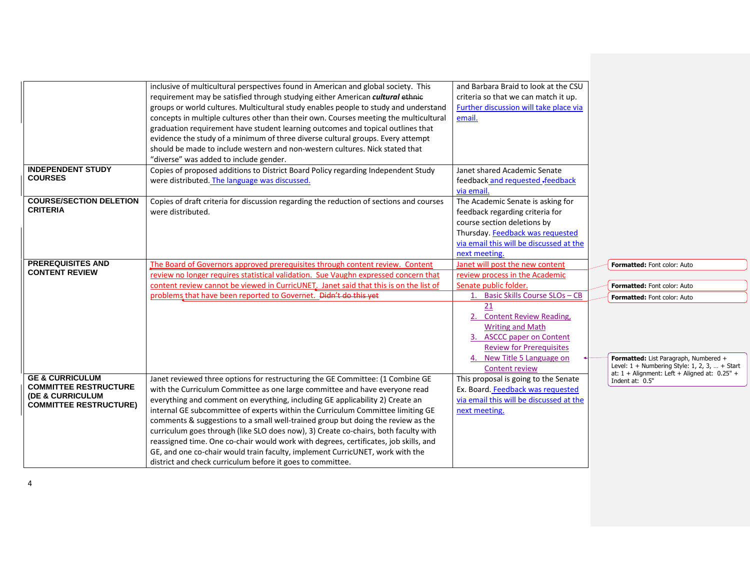| | | |
|---|---|---|
| | inclusive of multicultural perspectives found in American and global society. This requirement may be satisfied through studying either American ***cultural*** ~~ethnic~~ groups or world cultures. Multicultural study enables people to study and understand concepts in multiple cultures other than their own. Courses meeting the multicultural graduation requirement have student learning outcomes and topical outlines that evidence the study of a minimum of three diverse cultural groups. Every attempt should be made to include western and non-western cultures. Nick stated that "diverse" was added to include gender. | and Barbara Braid to look at the CSU criteria so that we can match it up. Further discussion will take place via email. |
| **INDEPENDENT STUDY COURSES** | Copies of proposed additions to District Board Policy regarding Independent Study were distributed. The language was discussed. | Janet shared Academic Senate feedback and requested feedback via email. |
| **COURSE/SECTION DELETION CRITERIA** | Copies of draft criteria for discussion regarding the reduction of sections and courses were distributed. | The Academic Senate is asking for feedback regarding criteria for course section deletions by Thursday. Feedback was requested via email this will be discussed at the next meeting. |
| **PREREQUISITES AND CONTENT REVIEW** | The Board of Governors approved prerequisites through content review. Content review no longer requires statistical validation. Sue Vaughn expressed concern that content review cannot be viewed in CurricUNET. Janet said that this is on the list of problems that have been reported to Governet. ~~Didn't do this yet~~ | Janet will post the new content review process in the Academic Senate public folder.<br>1. Basic Skills Course SLOs – CB 21<br>2. Content Review Reading, Writing and Math<br>3. ASCCC paper on Content Review for Prerequisites<br>4. New Title 5 Language on Content review |
| **GE & CURRICULUM COMMITTEE RESTRUCTURE (DE & CURRICULUM COMMITTEE RESTRUCTURE)** | Janet reviewed three options for restructuring the GE Committee: (1 Combine GE with the Curriculum Committee as one large committee and have everyone read everything and comment on everything, including GE applicability 2) Create an internal GE subcommittee of experts within the Curriculum Committee limiting GE comments & suggestions to a small well-trained group but doing the review as the curriculum goes through (like SLO does now), 3) Create co-chairs, both faculty with reassigned time. One co-chair would work with degrees, certificates, job skills, and GE, and one co-chair would train faculty, implement CurricUNET, work with the district and check curriculum before it goes to committee. | This proposal is going to the Senate Ex. Board. Feedback was requested via email this will be discussed at the next meeting. |

Formatted: Font color: Auto

Formatted: Font color: Auto

Formatted: Font color: Auto

Formatted: List Paragraph, Numbered + Level: 1 + Numbering Style: 1, 2, 3, … + Start at: 1 + Alignment: Left + Aligned at: 0.25" + Indent at: 0.5"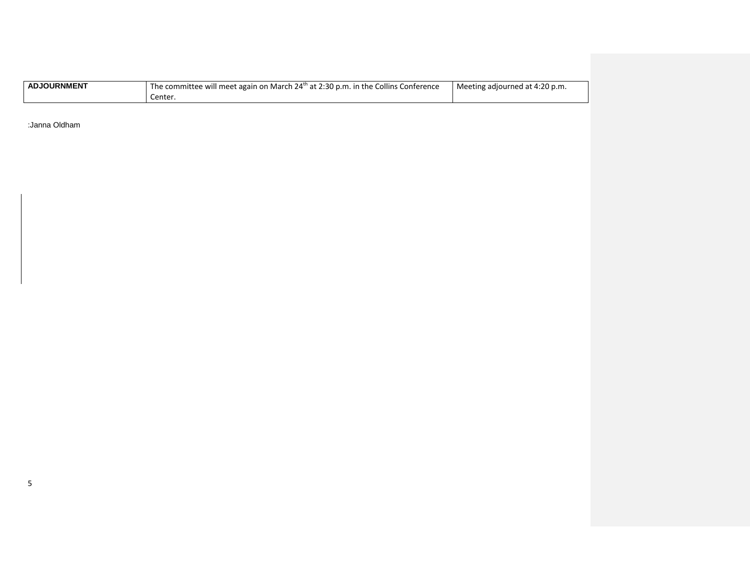| | | |
|---|---|---|
| **ADJOURNMENT** | The committee will meet again on March 24th at 2:30 p.m. in the Collins Conference Center. | Meeting adjourned at 4:20 p.m. |

:Janna Oldham